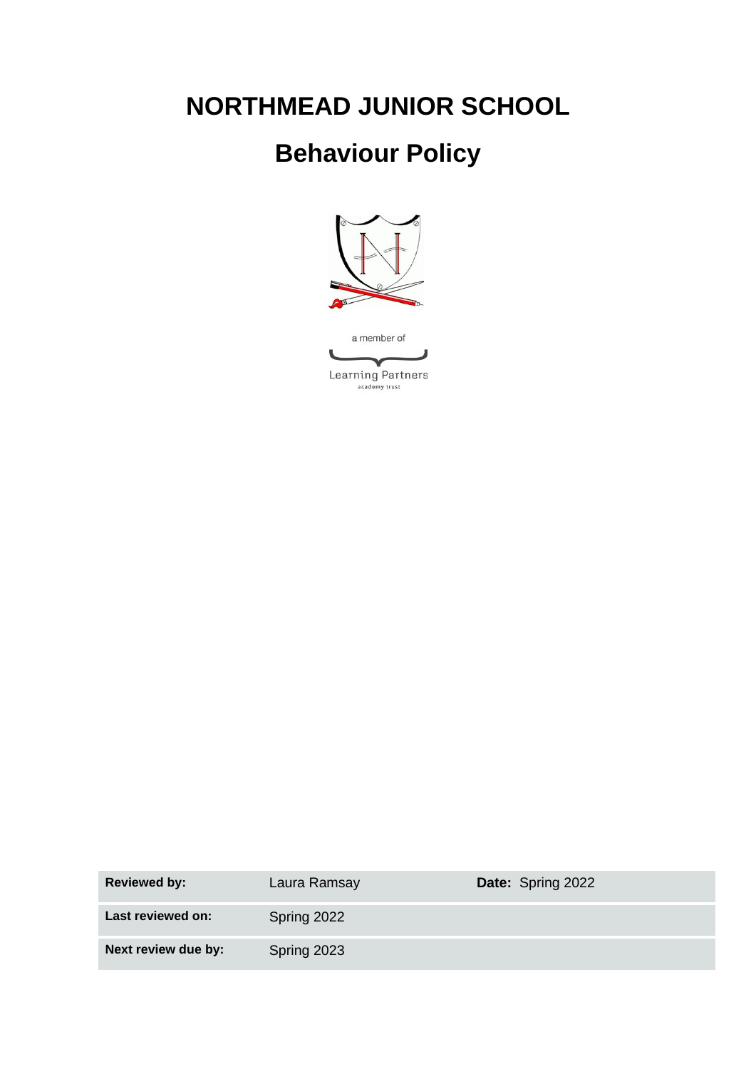# NORTHMEAD JUNIOR SCHOOL

# Behaviour Policy

a member of

Learning Partners
academy trust

| **Reviewed by:** | Laura Ramsay | **Date:** Spring 2022 |
| --- | --- | --- |
| **Last reviewed on:** | Spring 2022 | |
| **Next review due by:** | Spring 2023 | |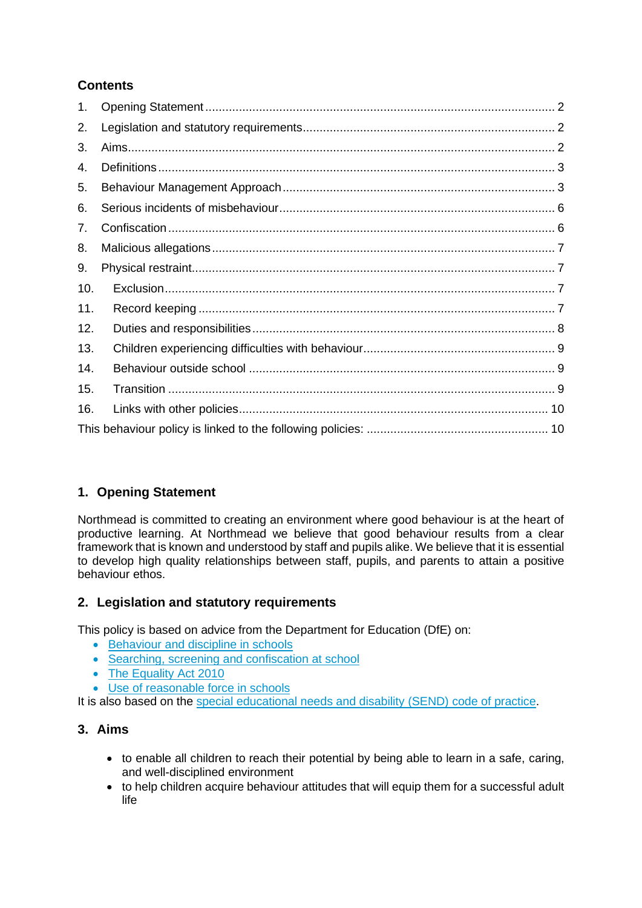## Contents

1. Opening Statement .......... 2
2. Legislation and statutory requirements .......... 2
3. Aims .......... 2
4. Definitions .......... 3
5. Behaviour Management Approach .......... 3
6. Serious incidents of misbehaviour .......... 6
7. Confiscation .......... 6
8. Malicious allegations .......... 7
9. Physical restraint .......... 7
10. Exclusion .......... 7
11. Record keeping .......... 7
12. Duties and responsibilities .......... 8
13. Children experiencing difficulties with behaviour .......... 9
14. Behaviour outside school .......... 9
15. Transition .......... 9
16. Links with other policies .......... 10

This behaviour policy is linked to the following policies: .......... 10

## 1. Opening Statement

Northmead is committed to creating an environment where good behaviour is at the heart of productive learning. At Northmead we believe that good behaviour results from a clear framework that is known and understood by staff and pupils alike. We believe that it is essential to develop high quality relationships between staff, pupils, and parents to attain a positive behaviour ethos.

## 2. Legislation and statutory requirements

This policy is based on advice from the Department for Education (DfE) on:

- Behaviour and discipline in schools
- Searching, screening and confiscation at school
- The Equality Act 2010
- Use of reasonable force in schools

It is also based on the special educational needs and disability (SEND) code of practice.

## 3. Aims

- to enable all children to reach their potential by being able to learn in a safe, caring, and well-disciplined environment
- to help children acquire behaviour attitudes that will equip them for a successful adult life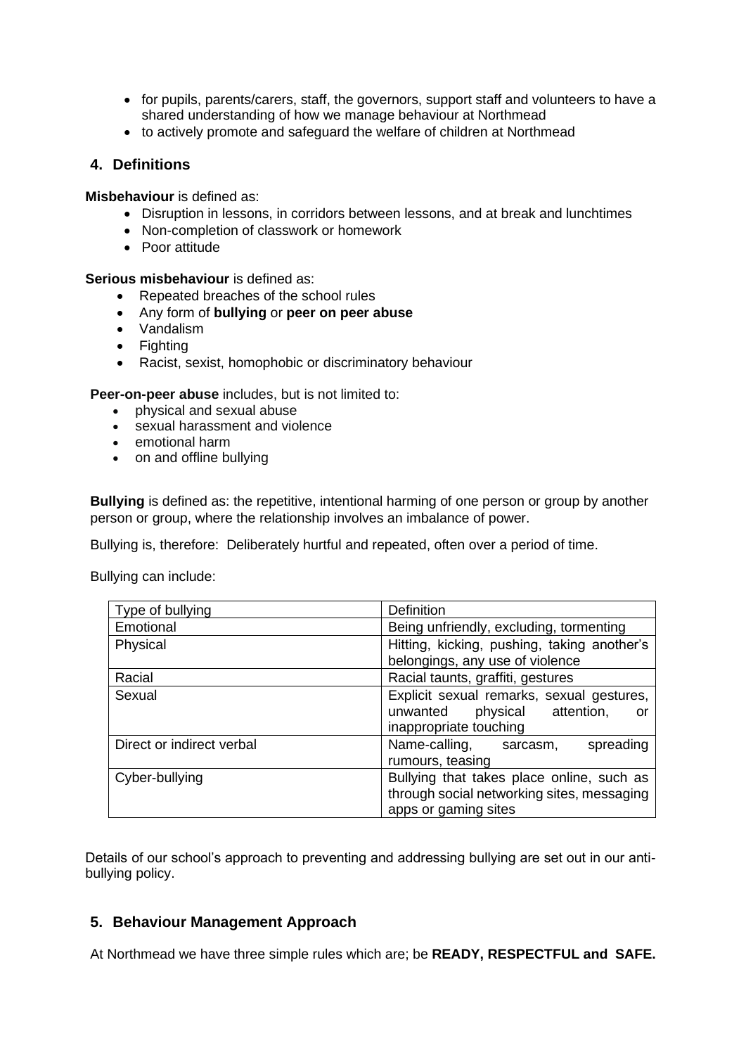- for pupils, parents/carers, staff, the governors, support staff and volunteers to have a shared understanding of how we manage behaviour at Northmead
- to actively promote and safeguard the welfare of children at Northmead

## 4. Definitions

**Misbehaviour** is defined as:

- Disruption in lessons, in corridors between lessons, and at break and lunchtimes
- Non-completion of classwork or homework
- Poor attitude

**Serious misbehaviour** is defined as:

- Repeated breaches of the school rules
- Any form of **bullying** or **peer on peer abuse**
- Vandalism
- Fighting
- Racist, sexist, homophobic or discriminatory behaviour

**Peer-on-peer abuse** includes, but is not limited to:

- physical and sexual abuse
- sexual harassment and violence
- emotional harm
- on and offline bullying

**Bullying** is defined as: the repetitive, intentional harming of one person or group by another person or group, where the relationship involves an imbalance of power.

Bullying is, therefore: Deliberately hurtful and repeated, often over a period of time.

Bullying can include:

| Type of bullying | Definition |
|---|---|
| Emotional | Being unfriendly, excluding, tormenting |
| Physical | Hitting, kicking, pushing, taking another's belongings, any use of violence |
| Racial | Racial taunts, graffiti, gestures |
| Sexual | Explicit sexual remarks, sexual gestures, unwanted physical attention, or inappropriate touching |
| Direct or indirect verbal | Name-calling, sarcasm, spreading rumours, teasing |
| Cyber-bullying | Bullying that takes place online, such as through social networking sites, messaging apps or gaming sites |

Details of our school's approach to preventing and addressing bullying are set out in our anti-bullying policy.

## 5. Behaviour Management Approach

At Northmead we have three simple rules which are; be **READY, RESPECTFUL and SAFE.**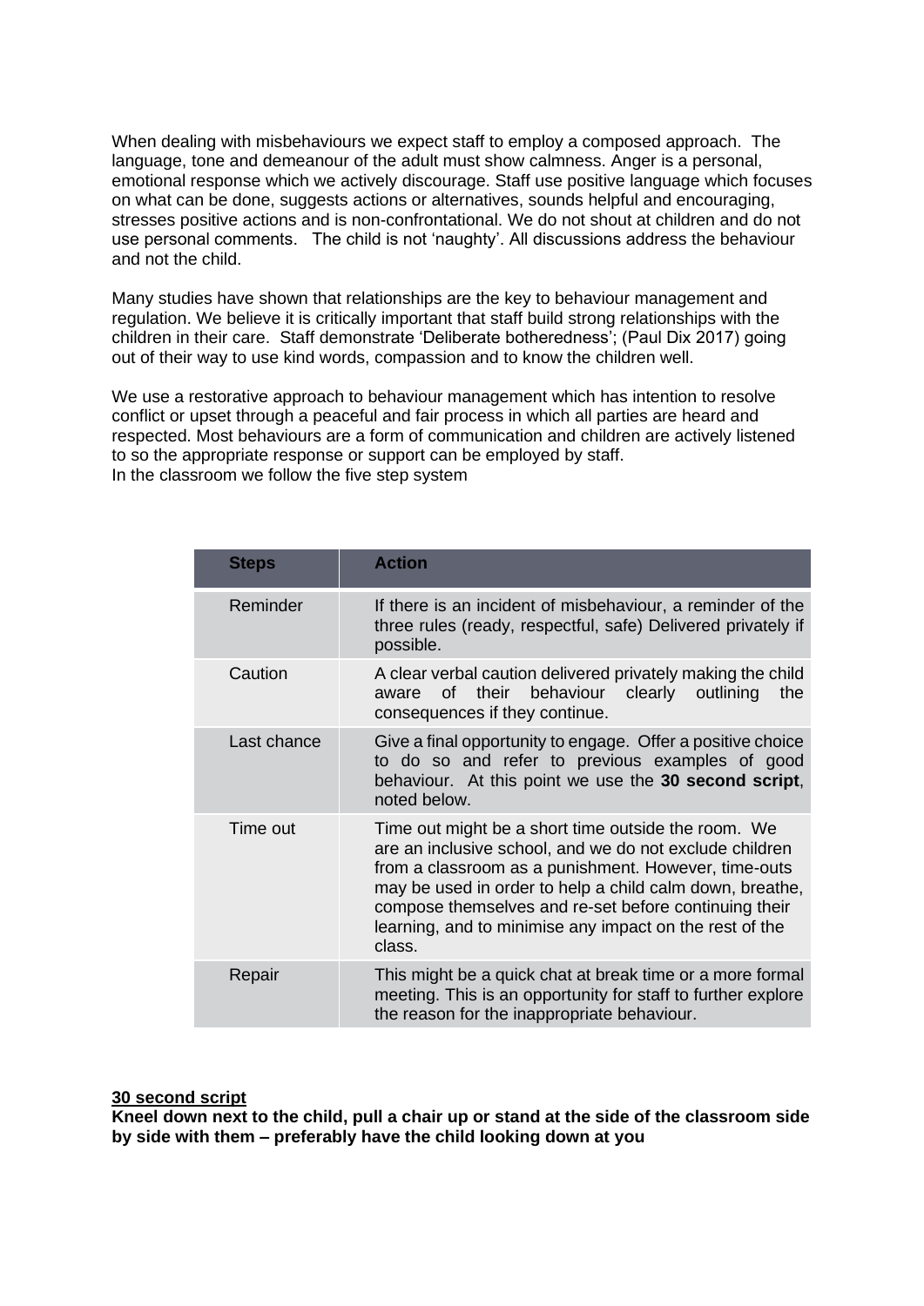When dealing with misbehaviours we expect staff to employ a composed approach. The language, tone and demeanour of the adult must show calmness. Anger is a personal, emotional response which we actively discourage. Staff use positive language which focuses on what can be done, suggests actions or alternatives, sounds helpful and encouraging, stresses positive actions and is non-confrontational. We do not shout at children and do not use personal comments. The child is not 'naughty'. All discussions address the behaviour and not the child.

Many studies have shown that relationships are the key to behaviour management and regulation. We believe it is critically important that staff build strong relationships with the children in their care. Staff demonstrate 'Deliberate botheredness'; (Paul Dix 2017) going out of their way to use kind words, compassion and to know the children well.

We use a restorative approach to behaviour management which has intention to resolve conflict or upset through a peaceful and fair process in which all parties are heard and respected. Most behaviours are a form of communication and children are actively listened to so the appropriate response or support can be employed by staff.
In the classroom we follow the five step system

| Steps | Action |
|---|---|
| Reminder | If there is an incident of misbehaviour, a reminder of the three rules (ready, respectful, safe) Delivered privately if possible. |
| Caution | A clear verbal caution delivered privately making the child aware of their behaviour clearly outlining the consequences if they continue. |
| Last chance | Give a final opportunity to engage. Offer a positive choice to do so and refer to previous examples of good behaviour. At this point we use the **30 second script**, noted below. |
| Time out | Time out might be a short time outside the room. We are an inclusive school, and we do not exclude children from a classroom as a punishment. However, time-outs may be used in order to help a child calm down, breathe, compose themselves and re-set before continuing their learning, and to minimise any impact on the rest of the class. |
| Repair | This might be a quick chat at break time or a more formal meeting. This is an opportunity for staff to further explore the reason for the inappropriate behaviour. |

**30 second script**

**Kneel down next to the child, pull a chair up or stand at the side of the classroom side by side with them – preferably have the child looking down at you**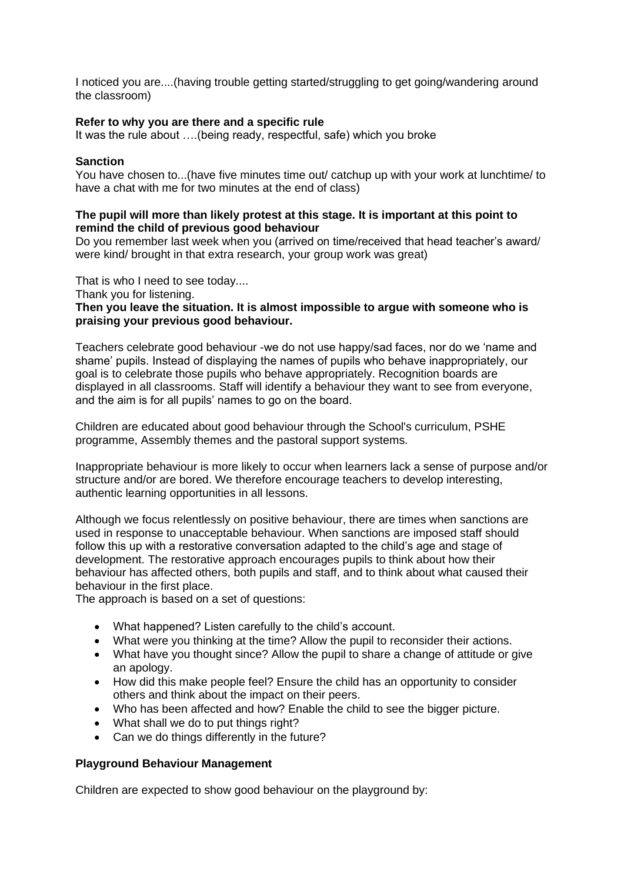I noticed you are....(having trouble getting started/struggling to get going/wandering around the classroom)

**Refer to why you are there and a specific rule**
It was the rule about ….(being ready, respectful, safe) which you broke

**Sanction**
You have chosen to...(have five minutes time out/ catchup up with your work at lunchtime/ to have a chat with me for two minutes at the end of class)

**The pupil will more than likely protest at this stage. It is important at this point to remind the child of previous good behaviour**
Do you remember last week when you (arrived on time/received that head teacher's award/ were kind/ brought in that extra research, your group work was great)

That is who I need to see today....
Thank you for listening.
**Then you leave the situation. It is almost impossible to argue with someone who is praising your previous good behaviour.**

Teachers celebrate good behaviour -we do not use happy/sad faces, nor do we 'name and shame' pupils. Instead of displaying the names of pupils who behave inappropriately, our goal is to celebrate those pupils who behave appropriately. Recognition boards are displayed in all classrooms. Staff will identify a behaviour they want to see from everyone, and the aim is for all pupils' names to go on the board.

Children are educated about good behaviour through the School's curriculum, PSHE programme, Assembly themes and the pastoral support systems.

Inappropriate behaviour is more likely to occur when learners lack a sense of purpose and/or structure and/or are bored. We therefore encourage teachers to develop interesting, authentic learning opportunities in all lessons.

Although we focus relentlessly on positive behaviour, there are times when sanctions are used in response to unacceptable behaviour. When sanctions are imposed staff should follow this up with a restorative conversation adapted to the child's age and stage of development. The restorative approach encourages pupils to think about how their behaviour has affected others, both pupils and staff, and to think about what caused their behaviour in the first place.
The approach is based on a set of questions:

- What happened? Listen carefully to the child's account.
- What were you thinking at the time? Allow the pupil to reconsider their actions.
- What have you thought since? Allow the pupil to share a change of attitude or give an apology.
- How did this make people feel? Ensure the child has an opportunity to consider others and think about the impact on their peers.
- Who has been affected and how? Enable the child to see the bigger picture.
- What shall we do to put things right?
- Can we do things differently in the future?

**Playground Behaviour Management**

Children are expected to show good behaviour on the playground by: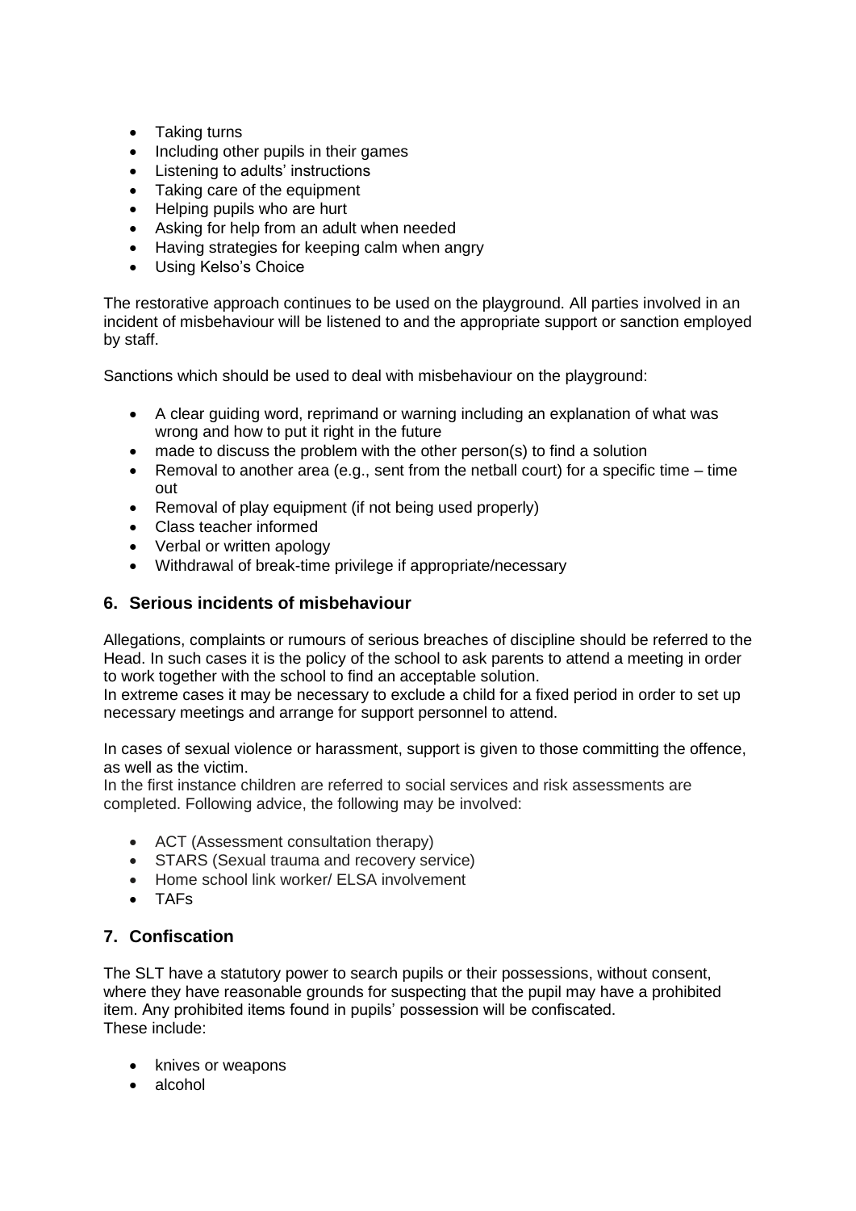- Taking turns
- Including other pupils in their games
- Listening to adults' instructions
- Taking care of the equipment
- Helping pupils who are hurt
- Asking for help from an adult when needed
- Having strategies for keeping calm when angry
- Using Kelso's Choice

The restorative approach continues to be used on the playground. All parties involved in an incident of misbehaviour will be listened to and the appropriate support or sanction employed by staff.

Sanctions which should be used to deal with misbehaviour on the playground:

- A clear guiding word, reprimand or warning including an explanation of what was wrong and how to put it right in the future
- made to discuss the problem with the other person(s) to find a solution
- Removal to another area (e.g., sent from the netball court) for a specific time – time out
- Removal of play equipment (if not being used properly)
- Class teacher informed
- Verbal or written apology
- Withdrawal of break-time privilege if appropriate/necessary

## 6. Serious incidents of misbehaviour

Allegations, complaints or rumours of serious breaches of discipline should be referred to the Head. In such cases it is the policy of the school to ask parents to attend a meeting in order to work together with the school to find an acceptable solution.
In extreme cases it may be necessary to exclude a child for a fixed period in order to set up necessary meetings and arrange for support personnel to attend.

In cases of sexual violence or harassment, support is given to those committing the offence, as well as the victim.
In the first instance children are referred to social services and risk assessments are completed. Following advice, the following may be involved:

- ACT (Assessment consultation therapy)
- STARS (Sexual trauma and recovery service)
- Home school link worker/ ELSA involvement
- TAFs

## 7. Confiscation

The SLT have a statutory power to search pupils or their possessions, without consent, where they have reasonable grounds for suspecting that the pupil may have a prohibited item. Any prohibited items found in pupils' possession will be confiscated.
These include:

- knives or weapons
- alcohol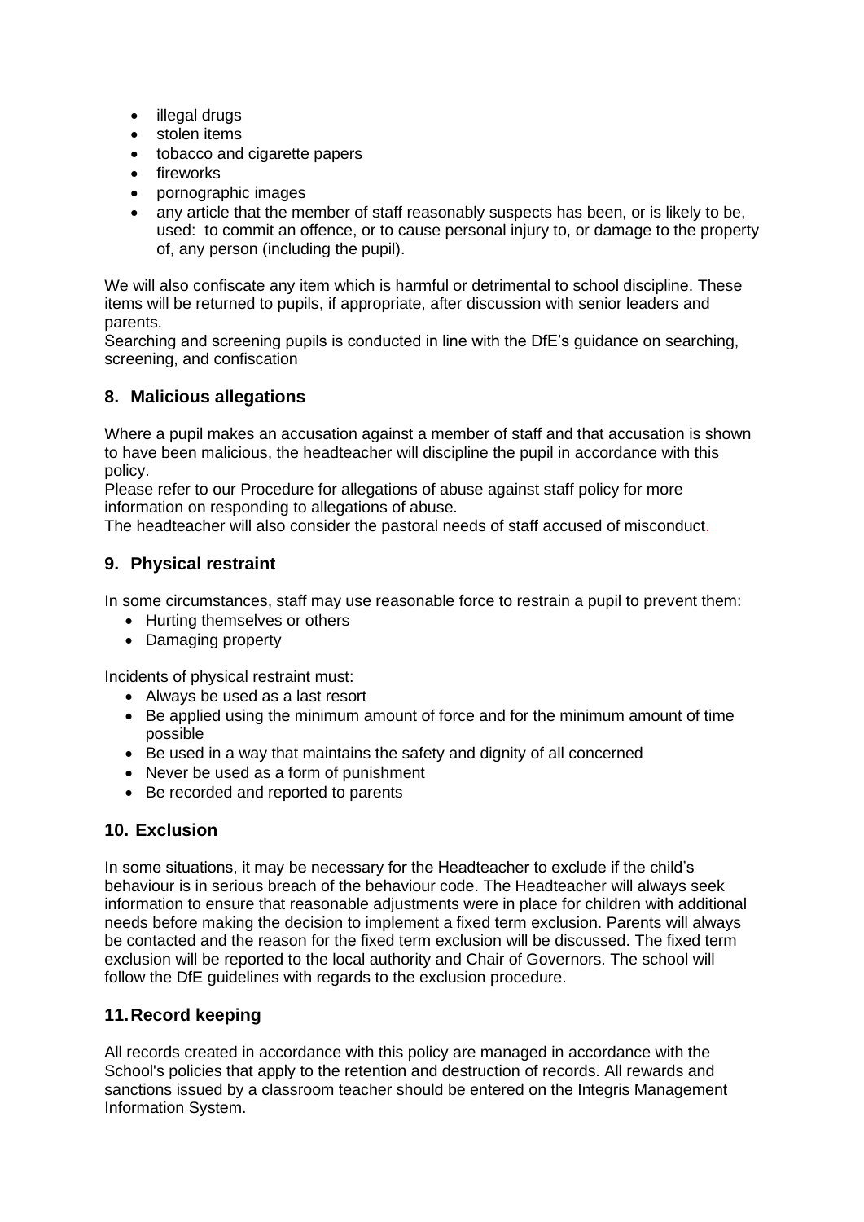- illegal drugs
- stolen items
- tobacco and cigarette papers
- fireworks
- pornographic images
- any article that the member of staff reasonably suspects has been, or is likely to be, used: to commit an offence, or to cause personal injury to, or damage to the property of, any person (including the pupil).

We will also confiscate any item which is harmful or detrimental to school discipline. These items will be returned to pupils, if appropriate, after discussion with senior leaders and parents.
Searching and screening pupils is conducted in line with the DfE's guidance on searching, screening, and confiscation

## 8. Malicious allegations

Where a pupil makes an accusation against a member of staff and that accusation is shown to have been malicious, the headteacher will discipline the pupil in accordance with this policy.
Please refer to our Procedure for allegations of abuse against staff policy for more information on responding to allegations of abuse.
The headteacher will also consider the pastoral needs of staff accused of misconduct.

## 9. Physical restraint

In some circumstances, staff may use reasonable force to restrain a pupil to prevent them:

- Hurting themselves or others
- Damaging property

Incidents of physical restraint must:

- Always be used as a last resort
- Be applied using the minimum amount of force and for the minimum amount of time possible
- Be used in a way that maintains the safety and dignity of all concerned
- Never be used as a form of punishment
- Be recorded and reported to parents

## 10. Exclusion

In some situations, it may be necessary for the Headteacher to exclude if the child's behaviour is in serious breach of the behaviour code. The Headteacher will always seek information to ensure that reasonable adjustments were in place for children with additional needs before making the decision to implement a fixed term exclusion. Parents will always be contacted and the reason for the fixed term exclusion will be discussed. The fixed term exclusion will be reported to the local authority and Chair of Governors. The school will follow the DfE guidelines with regards to the exclusion procedure.

## 11. Record keeping

All records created in accordance with this policy are managed in accordance with the School's policies that apply to the retention and destruction of records. All rewards and sanctions issued by a classroom teacher should be entered on the Integris Management Information System.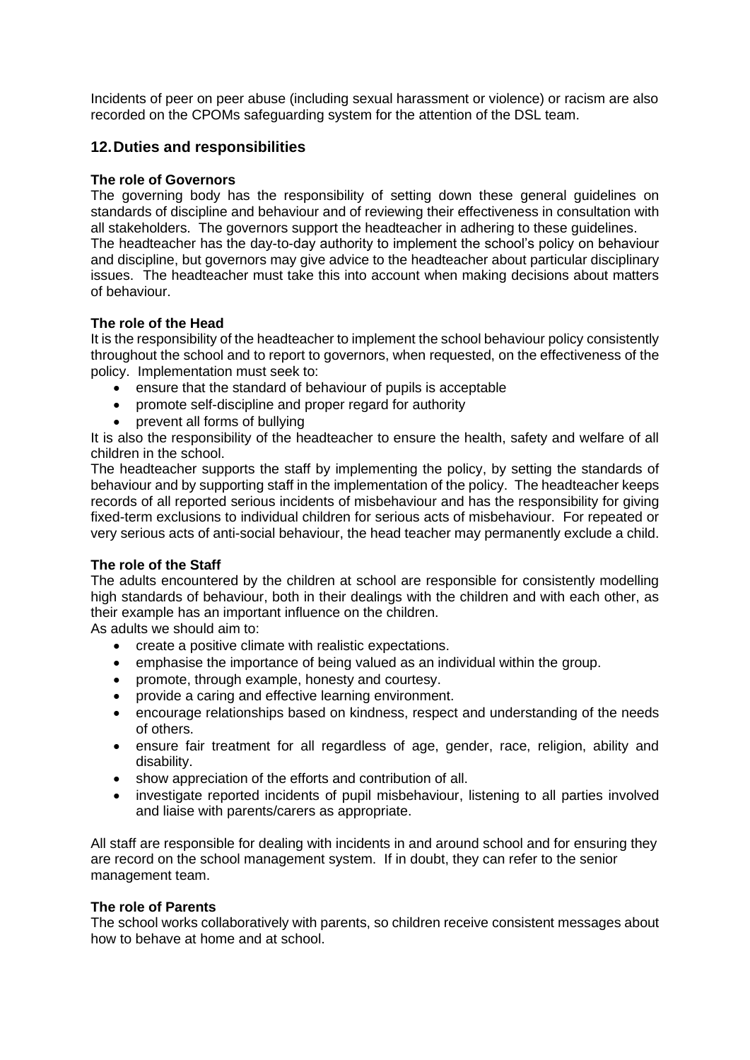Incidents of peer on peer abuse (including sexual harassment or violence) or racism are also recorded on the CPOMs safeguarding system for the attention of the DSL team.

## 12. Duties and responsibilities

**The role of Governors**

The governing body has the responsibility of setting down these general guidelines on standards of discipline and behaviour and of reviewing their effectiveness in consultation with all stakeholders. The governors support the headteacher in adhering to these guidelines. The headteacher has the day-to-day authority to implement the school's policy on behaviour and discipline, but governors may give advice to the headteacher about particular disciplinary issues. The headteacher must take this into account when making decisions about matters of behaviour.

**The role of the Head**

It is the responsibility of the headteacher to implement the school behaviour policy consistently throughout the school and to report to governors, when requested, on the effectiveness of the policy. Implementation must seek to:

- ensure that the standard of behaviour of pupils is acceptable
- promote self-discipline and proper regard for authority
- prevent all forms of bullying

It is also the responsibility of the headteacher to ensure the health, safety and welfare of all children in the school.

The headteacher supports the staff by implementing the policy, by setting the standards of behaviour and by supporting staff in the implementation of the policy. The headteacher keeps records of all reported serious incidents of misbehaviour and has the responsibility for giving fixed-term exclusions to individual children for serious acts of misbehaviour. For repeated or very serious acts of anti-social behaviour, the head teacher may permanently exclude a child.

**The role of the Staff**

The adults encountered by the children at school are responsible for consistently modelling high standards of behaviour, both in their dealings with the children and with each other, as their example has an important influence on the children.

As adults we should aim to:

- create a positive climate with realistic expectations.
- emphasise the importance of being valued as an individual within the group.
- promote, through example, honesty and courtesy.
- provide a caring and effective learning environment.
- encourage relationships based on kindness, respect and understanding of the needs of others.
- ensure fair treatment for all regardless of age, gender, race, religion, ability and disability.
- show appreciation of the efforts and contribution of all.
- investigate reported incidents of pupil misbehaviour, listening to all parties involved and liaise with parents/carers as appropriate.

All staff are responsible for dealing with incidents in and around school and for ensuring they are record on the school management system. If in doubt, they can refer to the senior management team.

**The role of Parents**

The school works collaboratively with parents, so children receive consistent messages about how to behave at home and at school.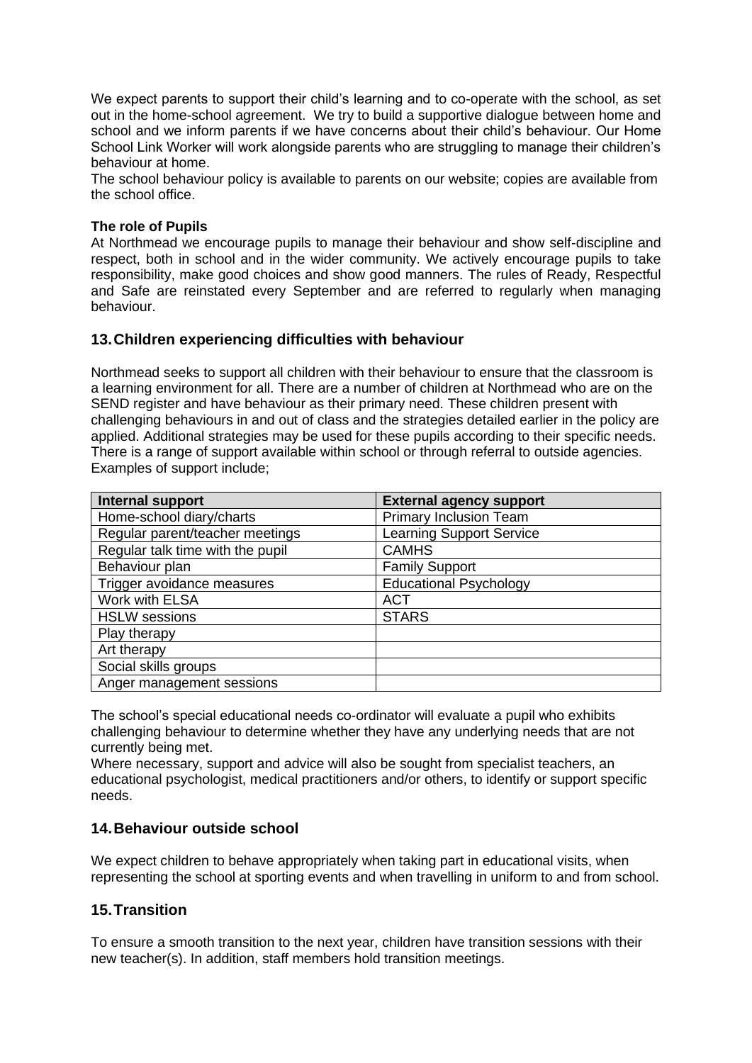We expect parents to support their child's learning and to co-operate with the school, as set out in the home-school agreement. We try to build a supportive dialogue between home and school and we inform parents if we have concerns about their child's behaviour. Our Home School Link Worker will work alongside parents who are struggling to manage their children's behaviour at home.

The school behaviour policy is available to parents on our website; copies are available from the school office.

**The role of Pupils**

At Northmead we encourage pupils to manage their behaviour and show self-discipline and respect, both in school and in the wider community. We actively encourage pupils to take responsibility, make good choices and show good manners. The rules of Ready, Respectful and Safe are reinstated every September and are referred to regularly when managing behaviour.

## 13. Children experiencing difficulties with behaviour

Northmead seeks to support all children with their behaviour to ensure that the classroom is a learning environment for all. There are a number of children at Northmead who are on the SEND register and have behaviour as their primary need. These children present with challenging behaviours in and out of class and the strategies detailed earlier in the policy are applied. Additional strategies may be used for these pupils according to their specific needs. There is a range of support available within school or through referral to outside agencies. Examples of support include;

| Internal support | External agency support |
|---|---|
| Home-school diary/charts | Primary Inclusion Team |
| Regular parent/teacher meetings | Learning Support Service |
| Regular talk time with the pupil | CAMHS |
| Behaviour plan | Family Support |
| Trigger avoidance measures | Educational Psychology |
| Work with ELSA | ACT |
| HSLW sessions | STARS |
| Play therapy | |
| Art therapy | |
| Social skills groups | |
| Anger management sessions | |

The school's special educational needs co-ordinator will evaluate a pupil who exhibits challenging behaviour to determine whether they have any underlying needs that are not currently being met.

Where necessary, support and advice will also be sought from specialist teachers, an educational psychologist, medical practitioners and/or others, to identify or support specific needs.

## 14. Behaviour outside school

We expect children to behave appropriately when taking part in educational visits, when representing the school at sporting events and when travelling in uniform to and from school.

## 15. Transition

To ensure a smooth transition to the next year, children have transition sessions with their new teacher(s). In addition, staff members hold transition meetings.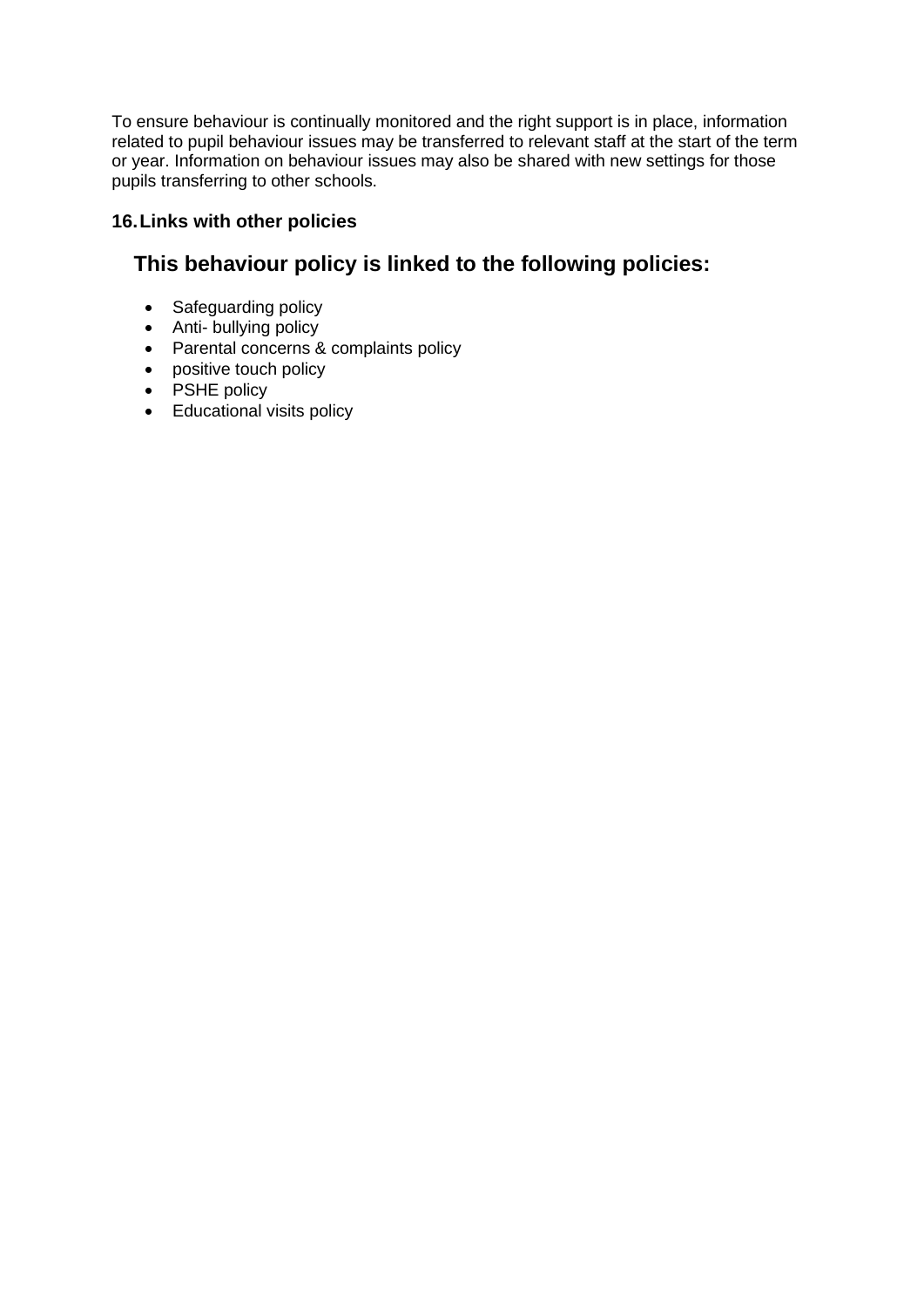To ensure behaviour is continually monitored and the right support is in place, information related to pupil behaviour issues may be transferred to relevant staff at the start of the term or year. Information on behaviour issues may also be shared with new settings for those pupils transferring to other schools.

## 16. Links with other policies

## This behaviour policy is linked to the following policies:

- Safeguarding policy
- Anti- bullying policy
- Parental concerns & complaints policy
- positive touch policy
- PSHE policy
- Educational visits policy